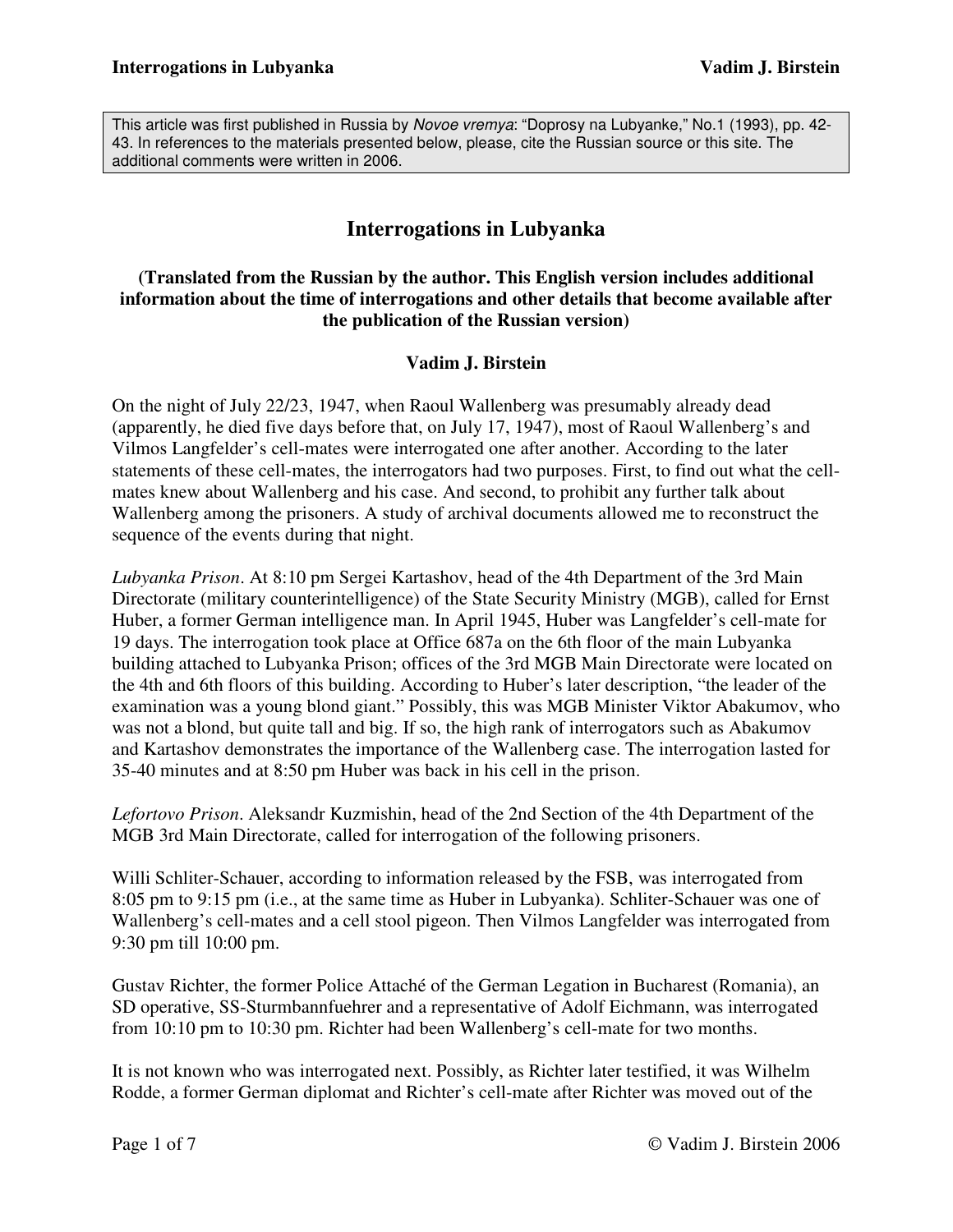This article was first published in Russia by *Novoe vremya*: "Doprosy na Lubyanke," No.1 (1993), pp. 42-43. In references to the materials presented below, please, cite the Russian source or this site. The additional comments were written in 2006.

# Interrogations in Lubyanka

**(Translated from the Russian by the author. This English version includes additional information about the time of interrogations and other details that become available after the publication of the Russian version)**

**Vadim J. Birstein**

On the night of July 22/23, 1947, when Raoul Wallenberg was presumably already dead (apparently, he died five days before that, on July 17, 1947), most of Raoul Wallenberg's and Vilmos Langfelder's cell-mates were interrogated one after another. According to the later statements of these cell-mates, the interrogators had two purposes. First, to find out what the cell-mates knew about Wallenberg and his case. And second, to prohibit any further talk about Wallenberg among the prisoners. A study of archival documents allowed me to reconstruct the sequence of the events during that night.

*Lubyanka Prison*. At 8:10 pm Sergei Kartashov, head of the 4th Department of the 3rd Main Directorate (military counterintelligence) of the State Security Ministry (MGB), called for Ernst Huber, a former German intelligence man. In April 1945, Huber was Langfelder's cell-mate for 19 days. The interrogation took place at Office 687a on the 6th floor of the main Lubyanka building attached to Lubyanka Prison; offices of the 3rd MGB Main Directorate were located on the 4th and 6th floors of this building. According to Huber's later description, "the leader of the examination was a young blond giant." Possibly, this was MGB Minister Viktor Abakumov, who was not a blond, but quite tall and big. If so, the high rank of interrogators such as Abakumov and Kartashov demonstrates the importance of the Wallenberg case. The interrogation lasted for 35-40 minutes and at 8:50 pm Huber was back in his cell in the prison.

*Lefortovo Prison*. Aleksandr Kuzmishin, head of the 2nd Section of the 4th Department of the MGB 3rd Main Directorate, called for interrogation of the following prisoners.

Willi Schliter-Schauer, according to information released by the FSB, was interrogated from 8:05 pm to 9:15 pm (i.e., at the same time as Huber in Lubyanka). Schliter-Schauer was one of Wallenberg's cell-mates and a cell stool pigeon. Then Vilmos Langfelder was interrogated from 9:30 pm till 10:00 pm.

Gustav Richter, the former Police Attaché of the German Legation in Bucharest (Romania), an SD operative, SS-Sturmbannfuehrer and a representative of Adolf Eichmann, was interrogated from 10:10 pm to 10:30 pm. Richter had been Wallenberg's cell-mate for two months.

It is not known who was interrogated next. Possibly, as Richter later testified, it was Wilhelm Rodde, a former German diplomat and Richter's cell-mate after Richter was moved out of the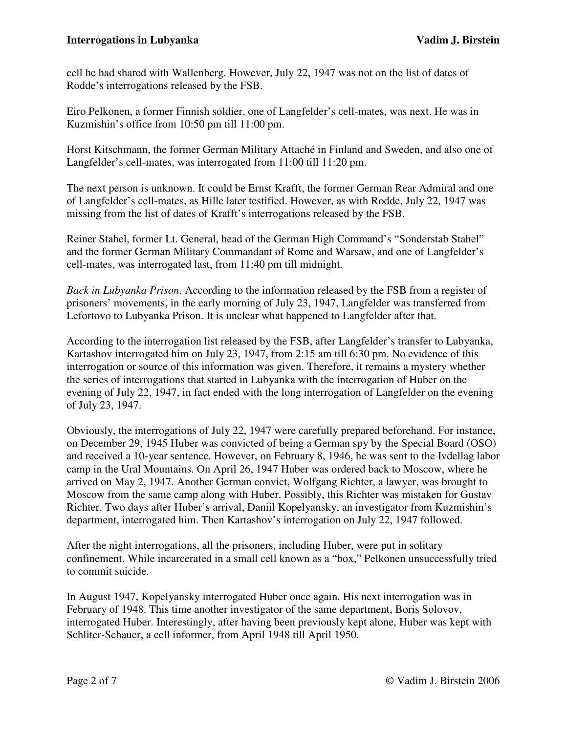cell he had shared with Wallenberg. However, July 22, 1947 was not on the list of dates of Rodde's interrogations released by the FSB.

Eiro Pelkonen, a former Finnish soldier, one of Langfelder's cell-mates, was next. He was in Kuzmishin's office from 10:50 pm till 11:00 pm.

Horst Kitschmann, the former German Military Attaché in Finland and Sweden, and also one of Langfelder's cell-mates, was interrogated from 11:00 till 11:20 pm.

The next person is unknown. It could be Ernst Krafft, the former German Rear Admiral and one of Langfelder's cell-mates, as Hille later testified. However, as with Rodde, July 22, 1947 was missing from the list of dates of Krafft's interrogations released by the FSB.

Reiner Stahel, former Lt. General, head of the German High Command's "Sonderstab Stahel" and the former German Military Commandant of Rome and Warsaw, and one of Langfelder's cell-mates, was interrogated last, from 11:40 pm till midnight.

*Back in Lubyanka Prison*. According to the information released by the FSB from a register of prisoners' movements, in the early morning of July 23, 1947, Langfelder was transferred from Lefortovo to Lubyanka Prison. It is unclear what happened to Langfelder after that.

According to the interrogation list released by the FSB, after Langfelder's transfer to Lubyanka, Kartashov interrogated him on July 23, 1947, from 2:15 am till 6:30 pm. No evidence of this interrogation or source of this information was given. Therefore, it remains a mystery whether the series of interrogations that started in Lubyanka with the interrogation of Huber on the evening of July 22, 1947, in fact ended with the long interrogation of Langfelder on the evening of July 23, 1947.

Obviously, the interrogations of July 22, 1947 were carefully prepared beforehand. For instance, on December 29, 1945 Huber was convicted of being a German spy by the Special Board (OSO) and received a 10-year sentence. However, on February 8, 1946, he was sent to the Ivdellag labor camp in the Ural Mountains. On April 26, 1947 Huber was ordered back to Moscow, where he arrived on May 2, 1947. Another German convict, Wolfgang Richter, a lawyer, was brought to Moscow from the same camp along with Huber. Possibly, this Richter was mistaken for Gustav Richter. Two days after Huber's arrival, Daniil Kopelyansky, an investigator from Kuzmishin's department, interrogated him. Then Kartashov's interrogation on July 22, 1947 followed.

After the night interrogations, all the prisoners, including Huber, were put in solitary confinement. While incarcerated in a small cell known as a "box," Pelkonen unsuccessfully tried to commit suicide.

In August 1947, Kopelyansky interrogated Huber once again. His next interrogation was in February of 1948. This time another investigator of the same department, Boris Solovov, interrogated Huber. Interestingly, after having been previously kept alone, Huber was kept with Schliter-Schauer, a cell informer, from April 1948 till April 1950.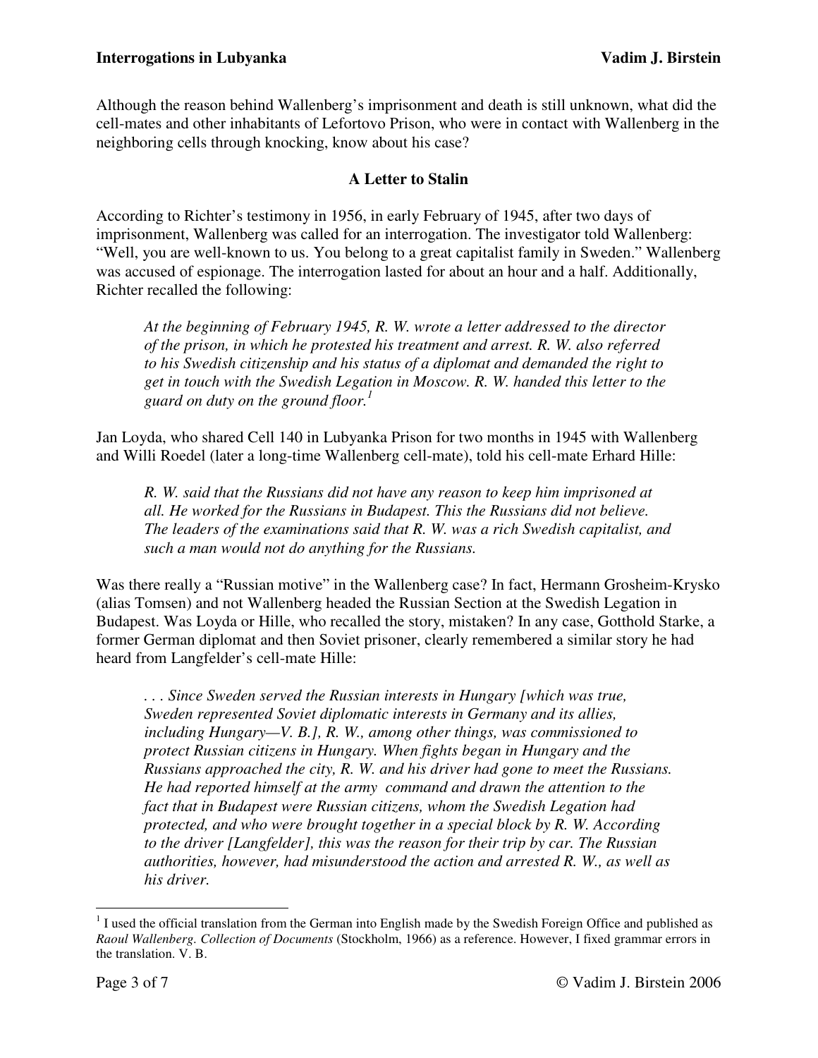Although the reason behind Wallenberg's imprisonment and death is still unknown, what did the cell-mates and other inhabitants of Lefortovo Prison, who were in contact with Wallenberg in the neighboring cells through knocking, know about his case?

## A Letter to Stalin

According to Richter's testimony in 1956, in early February of 1945, after two days of imprisonment, Wallenberg was called for an interrogation. The investigator told Wallenberg: "Well, you are well-known to us. You belong to a great capitalist family in Sweden." Wallenberg was accused of espionage. The interrogation lasted for about an hour and a half. Additionally, Richter recalled the following:

> *At the beginning of February 1945, R. W. wrote a letter addressed to the director of the prison, in which he protested his treatment and arrest. R. W. also referred to his Swedish citizenship and his status of a diplomat and demanded the right to get in touch with the Swedish Legation in Moscow. R. W. handed this letter to the guard on duty on the ground floor.*[1]

Jan Loyda, who shared Cell 140 in Lubyanka Prison for two months in 1945 with Wallenberg and Willi Roedel (later a long-time Wallenberg cell-mate), told his cell-mate Erhard Hille:

> *R. W. said that the Russians did not have any reason to keep him imprisoned at all. He worked for the Russians in Budapest. This the Russians did not believe. The leaders of the examinations said that R. W. was a rich Swedish capitalist, and such a man would not do anything for the Russians.*

Was there really a "Russian motive" in the Wallenberg case? In fact, Hermann Grosheim-Krysko (alias Tomsen) and not Wallenberg headed the Russian Section at the Swedish Legation in Budapest. Was Loyda or Hille, who recalled the story, mistaken? In any case, Gotthold Starke, a former German diplomat and then Soviet prisoner, clearly remembered a similar story he had heard from Langfelder's cell-mate Hille:

> *. . . Since Sweden served the Russian interests in Hungary [which was true, Sweden represented Soviet diplomatic interests in Germany and its allies, including Hungary—V. B.], R. W., among other things, was commissioned to protect Russian citizens in Hungary. When fights began in Hungary and the Russians approached the city, R. W. and his driver had gone to meet the Russians. He had reported himself at the army command and drawn the attention to the fact that in Budapest were Russian citizens, whom the Swedish Legation had protected, and who were brought together in a special block by R. W. According to the driver [Langfelder], this was the reason for their trip by car. The Russian authorities, however, had misunderstood the action and arrested R. W., as well as his driver.*

---

[1] I used the official translation from the German into English made by the Swedish Foreign Office and published as *Raoul Wallenberg. Collection of Documents* (Stockholm, 1966) as a reference. However, I fixed grammar errors in the translation. V. B.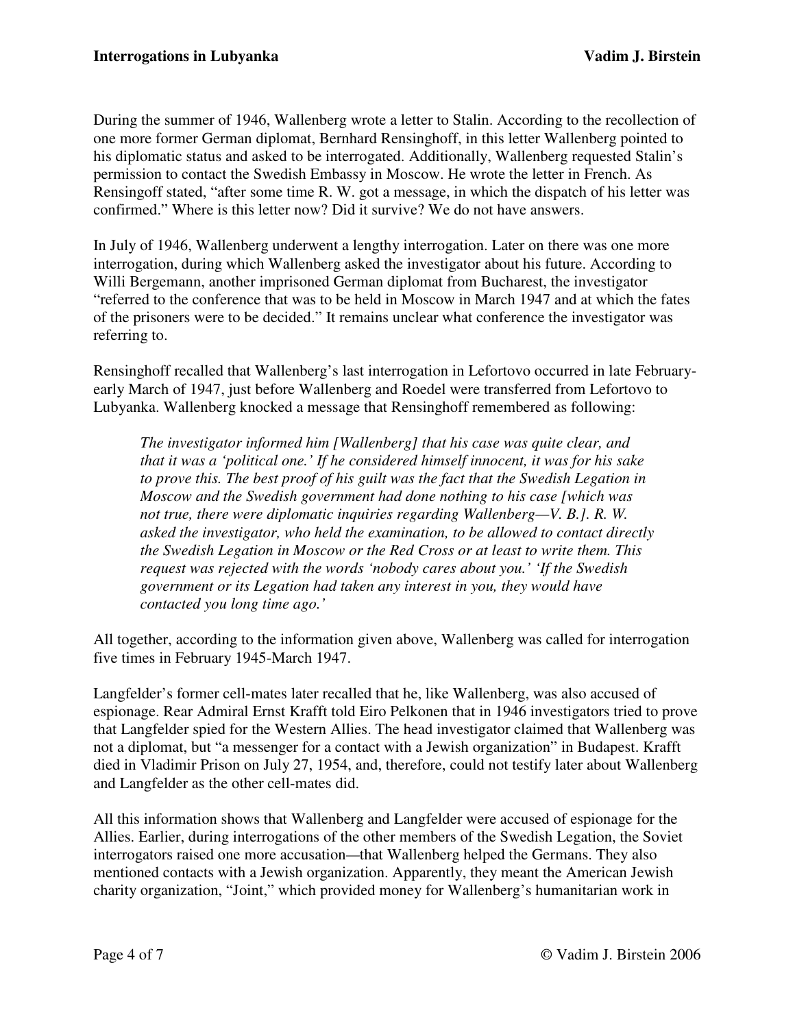During the summer of 1946, Wallenberg wrote a letter to Stalin. According to the recollection of one more former German diplomat, Bernhard Rensinghoff, in this letter Wallenberg pointed to his diplomatic status and asked to be interrogated. Additionally, Wallenberg requested Stalin's permission to contact the Swedish Embassy in Moscow. He wrote the letter in French. As Rensingoff stated, "after some time R. W. got a message, in which the dispatch of his letter was confirmed." Where is this letter now? Did it survive? We do not have answers.

In July of 1946, Wallenberg underwent a lengthy interrogation. Later on there was one more interrogation, during which Wallenberg asked the investigator about his future. According to Willi Bergemann, another imprisoned German diplomat from Bucharest, the investigator "referred to the conference that was to be held in Moscow in March 1947 and at which the fates of the prisoners were to be decided." It remains unclear what conference the investigator was referring to.

Rensinghoff recalled that Wallenberg's last interrogation in Lefortovo occurred in late February-early March of 1947, just before Wallenberg and Roedel were transferred from Lefortovo to Lubyanka. Wallenberg knocked a message that Rensinghoff remembered as following:

> *The investigator informed him [Wallenberg] that his case was quite clear, and that it was a 'political one.' If he considered himself innocent, it was for his sake to prove this. The best proof of his guilt was the fact that the Swedish Legation in Moscow and the Swedish government had done nothing to his case [which was not true, there were diplomatic inquiries regarding Wallenberg—V. B.]. R. W. asked the investigator, who held the examination, to be allowed to contact directly the Swedish Legation in Moscow or the Red Cross or at least to write them. This request was rejected with the words 'nobody cares about you.' 'If the Swedish government or its Legation had taken any interest in you, they would have contacted you long time ago.'*

All together, according to the information given above, Wallenberg was called for interrogation five times in February 1945-March 1947.

Langfelder's former cell-mates later recalled that he, like Wallenberg, was also accused of espionage. Rear Admiral Ernst Krafft told Eiro Pelkonen that in 1946 investigators tried to prove that Langfelder spied for the Western Allies. The head investigator claimed that Wallenberg was not a diplomat, but "a messenger for a contact with a Jewish organization" in Budapest. Krafft died in Vladimir Prison on July 27, 1954, and, therefore, could not testify later about Wallenberg and Langfelder as the other cell-mates did.

All this information shows that Wallenberg and Langfelder were accused of espionage for the Allies. Earlier, during interrogations of the other members of the Swedish Legation, the Soviet interrogators raised one more accusation—that Wallenberg helped the Germans. They also mentioned contacts with a Jewish organization. Apparently, they meant the American Jewish charity organization, "Joint," which provided money for Wallenberg's humanitarian work in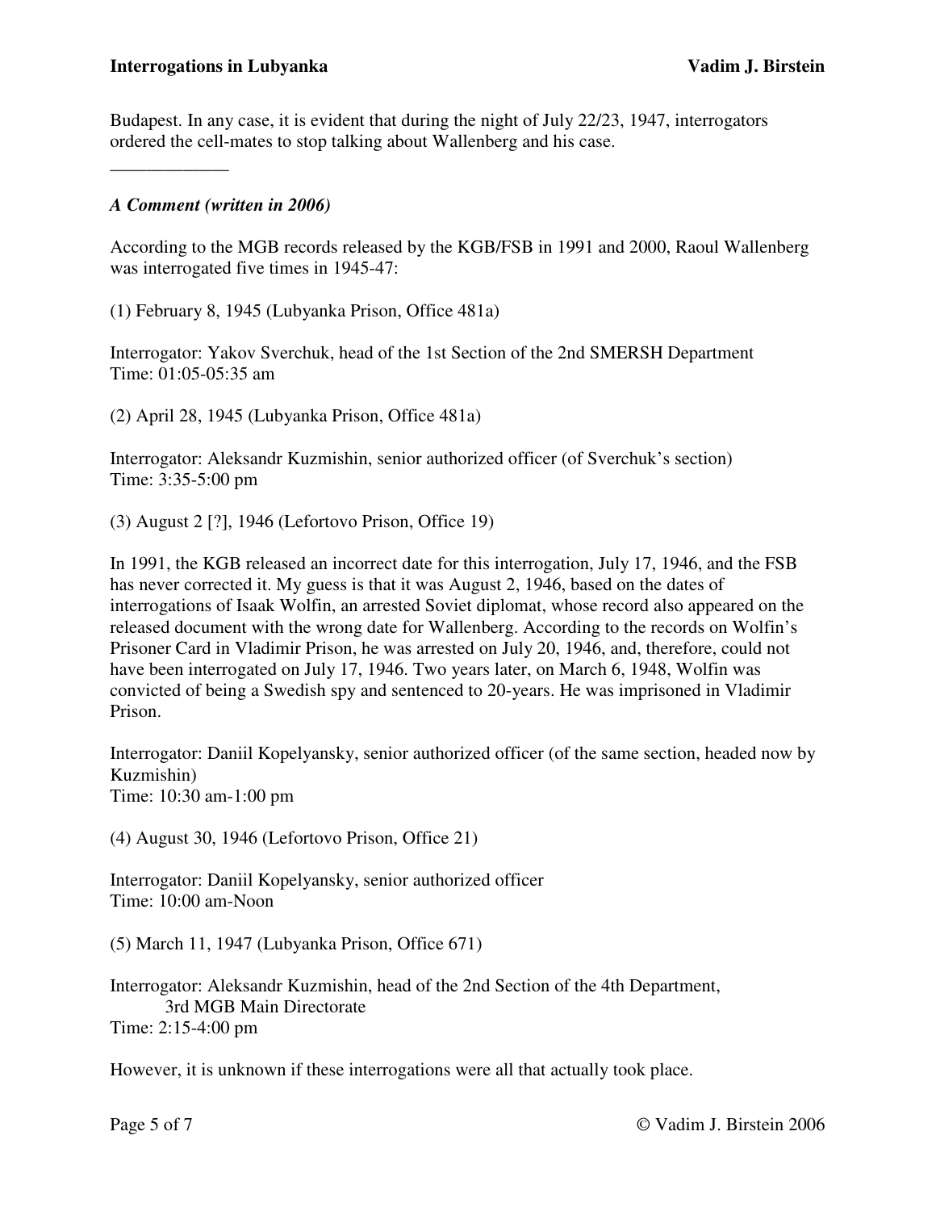Budapest. In any case, it is evident that during the night of July 22/23, 1947, interrogators ordered the cell-mates to stop talking about Wallenberg and his case.

_____________

***A Comment (written in 2006)***

According to the MGB records released by the KGB/FSB in 1991 and 2000, Raoul Wallenberg was interrogated five times in 1945-47:

(1) February 8, 1945 (Lubyanka Prison, Office 481a)

Interrogator: Yakov Sverchuk, head of the 1st Section of the 2nd SMERSH Department
Time: 01:05-05:35 am

(2) April 28, 1945 (Lubyanka Prison, Office 481a)

Interrogator: Aleksandr Kuzmishin, senior authorized officer (of Sverchuk's section)
Time: 3:35-5:00 pm

(3) August 2 [?], 1946 (Lefortovo Prison, Office 19)

In 1991, the KGB released an incorrect date for this interrogation, July 17, 1946, and the FSB has never corrected it. My guess is that it was August 2, 1946, based on the dates of interrogations of Isaak Wolfin, an arrested Soviet diplomat, whose record also appeared on the released document with the wrong date for Wallenberg. According to the records on Wolfin's Prisoner Card in Vladimir Prison, he was arrested on July 20, 1946, and, therefore, could not have been interrogated on July 17, 1946. Two years later, on March 6, 1948, Wolfin was convicted of being a Swedish spy and sentenced to 20-years. He was imprisoned in Vladimir Prison.

Interrogator: Daniil Kopelyansky, senior authorized officer (of the same section, headed now by Kuzmishin)
Time: 10:30 am-1:00 pm

(4) August 30, 1946 (Lefortovo Prison, Office 21)

Interrogator: Daniil Kopelyansky, senior authorized officer
Time: 10:00 am-Noon

(5) March 11, 1947 (Lubyanka Prison, Office 671)

Interrogator: Aleksandr Kuzmishin, head of the 2nd Section of the 4th Department, 3rd MGB Main Directorate
Time: 2:15-4:00 pm

However, it is unknown if these interrogations were all that actually took place.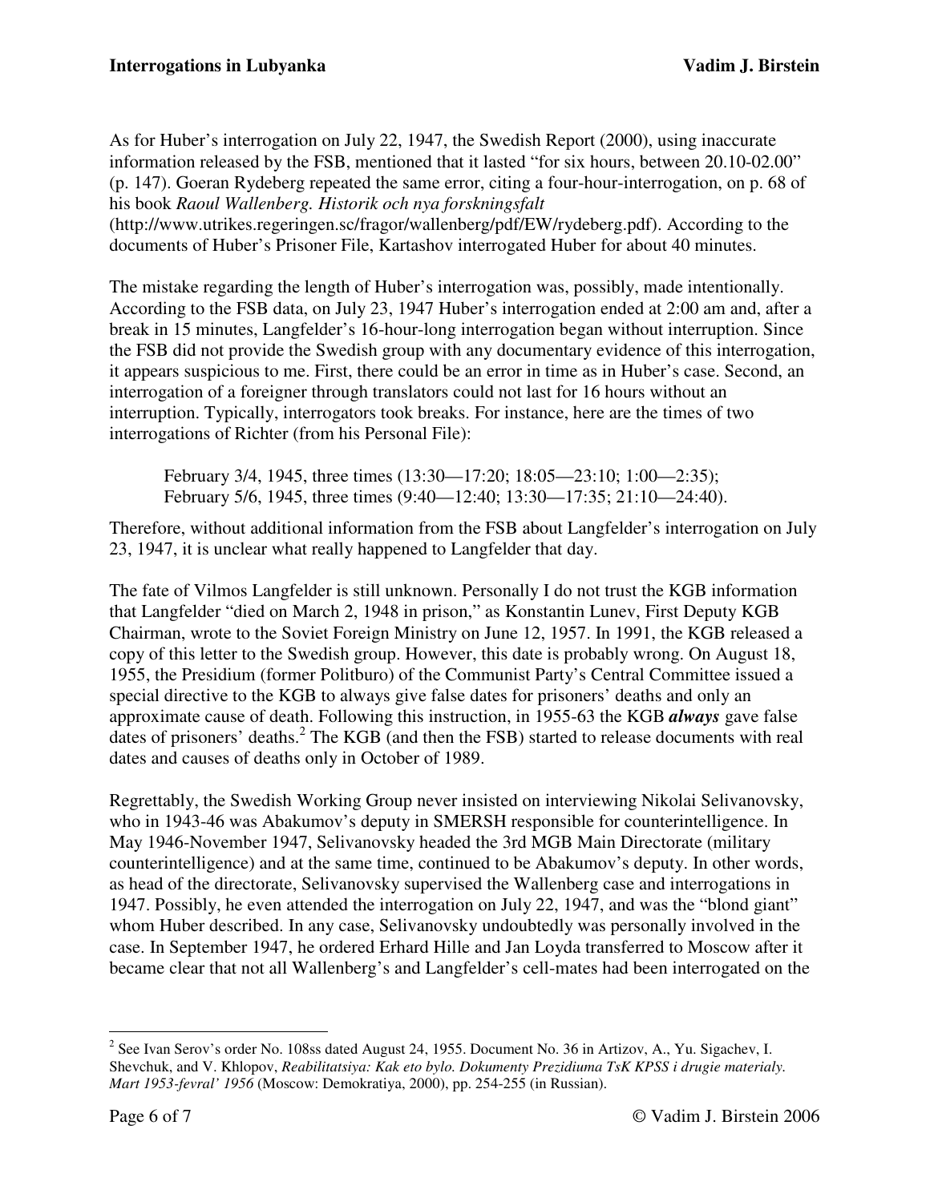As for Huber's interrogation on July 22, 1947, the Swedish Report (2000), using inaccurate information released by the FSB, mentioned that it lasted "for six hours, between 20.10-02.00" (p. 147). Goeran Rydeberg repeated the same error, citing a four-hour-interrogation, on p. 68 of his book *Raoul Wallenberg. Historik och nya forskningsfalt* (http://www.utrikes.regeringen.sc/fragor/wallenberg/pdf/EW/rydeberg.pdf). According to the documents of Huber's Prisoner File, Kartashov interrogated Huber for about 40 minutes.

The mistake regarding the length of Huber's interrogation was, possibly, made intentionally. According to the FSB data, on July 23, 1947 Huber's interrogation ended at 2:00 am and, after a break in 15 minutes, Langfelder's 16-hour-long interrogation began without interruption. Since the FSB did not provide the Swedish group with any documentary evidence of this interrogation, it appears suspicious to me. First, there could be an error in time as in Huber's case. Second, an interrogation of a foreigner through translators could not last for 16 hours without an interruption. Typically, interrogators took breaks. For instance, here are the times of two interrogations of Richter (from his Personal File):

> February 3/4, 1945, three times (13:30—17:20; 18:05—23:10; 1:00—2:35);
> February 5/6, 1945, three times (9:40—12:40; 13:30—17:35; 21:10—24:40).

Therefore, without additional information from the FSB about Langfelder's interrogation on July 23, 1947, it is unclear what really happened to Langfelder that day.

The fate of Vilmos Langfelder is still unknown. Personally I do not trust the KGB information that Langfelder "died on March 2, 1948 in prison," as Konstantin Lunev, First Deputy KGB Chairman, wrote to the Soviet Foreign Ministry on June 12, 1957. In 1991, the KGB released a copy of this letter to the Swedish group. However, this date is probably wrong. On August 18, 1955, the Presidium (former Politburo) of the Communist Party's Central Committee issued a special directive to the KGB to always give false dates for prisoners' deaths and only an approximate cause of death. Following this instruction, in 1955-63 the KGB ***always*** gave false dates of prisoners' deaths.[2] The KGB (and then the FSB) started to release documents with real dates and causes of deaths only in October of 1989.

Regrettably, the Swedish Working Group never insisted on interviewing Nikolai Selivanovsky, who in 1943-46 was Abakumov's deputy in SMERSH responsible for counterintelligence. In May 1946-November 1947, Selivanovsky headed the 3rd MGB Main Directorate (military counterintelligence) and at the same time, continued to be Abakumov's deputy. In other words, as head of the directorate, Selivanovsky supervised the Wallenberg case and interrogations in 1947. Possibly, he even attended the interrogation on July 22, 1947, and was the "blond giant" whom Huber described. In any case, Selivanovsky undoubtedly was personally involved in the case. In September 1947, he ordered Erhard Hille and Jan Loyda transferred to Moscow after it became clear that not all Wallenberg's and Langfelder's cell-mates had been interrogated on the

---

[2] See Ivan Serov's order No. 108ss dated August 24, 1955. Document No. 36 in Artizov, A., Yu. Sigachev, I. Shevchuk, and V. Khlopov, *Reabilitatsiya: Kak eto bylo. Dokumenty Prezidiuma TsK KPSS i drugie materialy. Mart 1953-fevral' 1956* (Moscow: Demokratiya, 2000), pp. 254-255 (in Russian).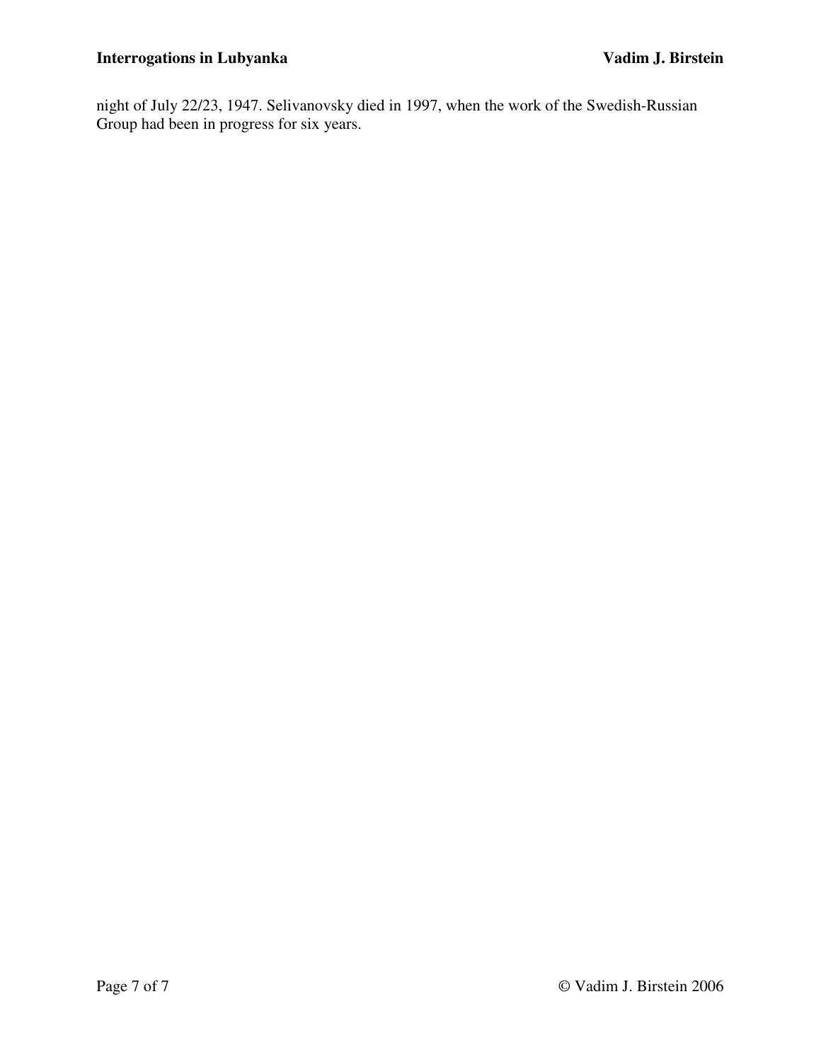night of July 22/23, 1947. Selivanovsky died in 1997, when the work of the Swedish-Russian Group had been in progress for six years.